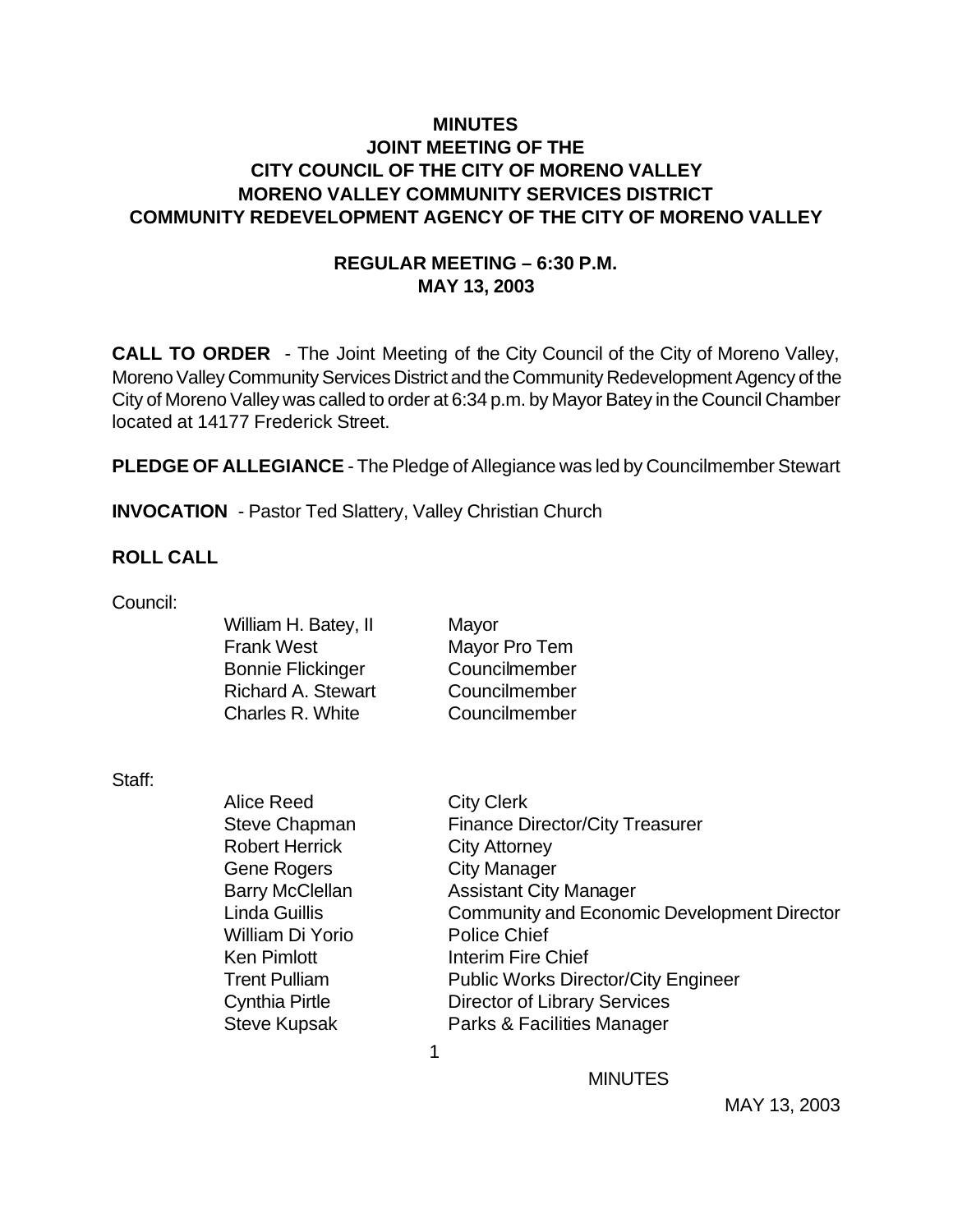# MINUTES
## JOINT MEETING OF THE CITY COUNCIL OF THE CITY OF MORENO VALLEY MORENO VALLEY COMMUNITY SERVICES DISTRICT COMMUNITY REDEVELOPMENT AGENCY OF THE CITY OF MORENO VALLEY

### REGULAR MEETING – 6:30 P.M. MAY 13, 2003

**CALL TO ORDER** - The Joint Meeting of the City Council of the City of Moreno Valley, Moreno Valley Community Services District and the Community Redevelopment Agency of the City of Moreno Valley was called to order at 6:34 p.m. by Mayor Batey in the Council Chamber located at 14177 Frederick Street.

**PLEDGE OF ALLEGIANCE** - The Pledge of Allegiance was led by Councilmember Stewart

**INVOCATION** - Pastor Ted Slattery, Valley Christian Church

**ROLL CALL**

Council:

| | |
|---|---|
| William H. Batey, II | Mayor |
| Frank West | Mayor Pro Tem |
| Bonnie Flickinger | Councilmember |
| Richard A. Stewart | Councilmember |
| Charles R. White | Councilmember |

Staff:

| | |
|---|---|
| Alice Reed | City Clerk |
| Steve Chapman | Finance Director/City Treasurer |
| Robert Herrick | City Attorney |
| Gene Rogers | City Manager |
| Barry McClellan | Assistant City Manager |
| Linda Guillis | Community and Economic Development Director |
| William Di Yorio | Police Chief |
| Ken Pimlott | Interim Fire Chief |
| Trent Pulliam | Public Works Director/City Engineer |
| Cynthia Pirtle | Director of Library Services |
| Steve Kupsak | Parks & Facilities Manager |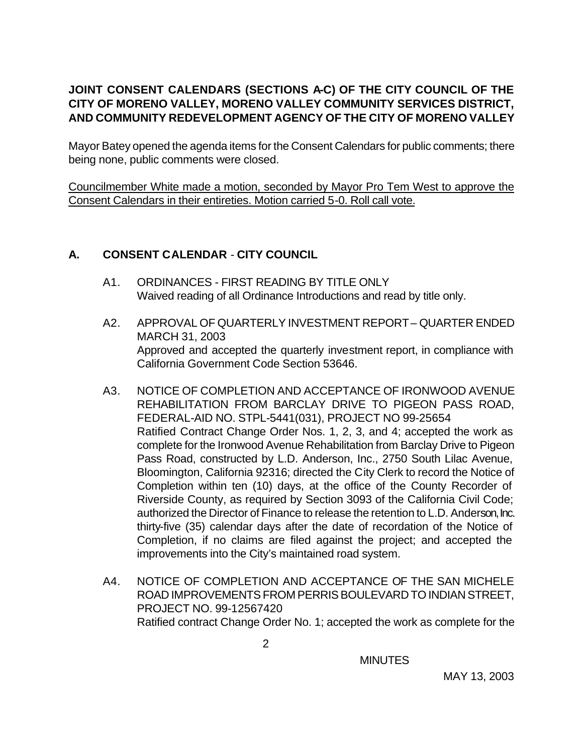**JOINT CONSENT CALENDARS (SECTIONS A-C) OF THE CITY COUNCIL OF THE CITY OF MORENO VALLEY, MORENO VALLEY COMMUNITY SERVICES DISTRICT, AND COMMUNITY REDEVELOPMENT AGENCY OF THE CITY OF MORENO VALLEY**

Mayor Batey opened the agenda items for the Consent Calendars for public comments; there being none, public comments were closed.

Councilmember White made a motion, seconded by Mayor Pro Tem West to approve the Consent Calendars in their entireties. Motion carried 5-0. Roll call vote.

## A. CONSENT CALENDAR - CITY COUNCIL

A1. ORDINANCES - FIRST READING BY TITLE ONLY
Waived reading of all Ordinance Introductions and read by title only.

A2. APPROVAL OF QUARTERLY INVESTMENT REPORT – QUARTER ENDED MARCH 31, 2003
Approved and accepted the quarterly investment report, in compliance with California Government Code Section 53646.

A3. NOTICE OF COMPLETION AND ACCEPTANCE OF IRONWOOD AVENUE REHABILITATION FROM BARCLAY DRIVE TO PIGEON PASS ROAD, FEDERAL-AID NO. STPL-5441(031), PROJECT NO 99-25654
Ratified Contract Change Order Nos. 1, 2, 3, and 4; accepted the work as complete for the Ironwood Avenue Rehabilitation from Barclay Drive to Pigeon Pass Road, constructed by L.D. Anderson, Inc., 2750 South Lilac Avenue, Bloomington, California 92316; directed the City Clerk to record the Notice of Completion within ten (10) days, at the office of the County Recorder of Riverside County, as required by Section 3093 of the California Civil Code; authorized the Director of Finance to release the retention to L.D. Anderson, Inc. thirty-five (35) calendar days after the date of recordation of the Notice of Completion, if no claims are filed against the project; and accepted the improvements into the City's maintained road system.

A4. NOTICE OF COMPLETION AND ACCEPTANCE OF THE SAN MICHELE ROAD IMPROVEMENTS FROM PERRIS BOULEVARD TO INDIAN STREET, PROJECT NO. 99-12567420
Ratified contract Change Order No. 1; accepted the work as complete for the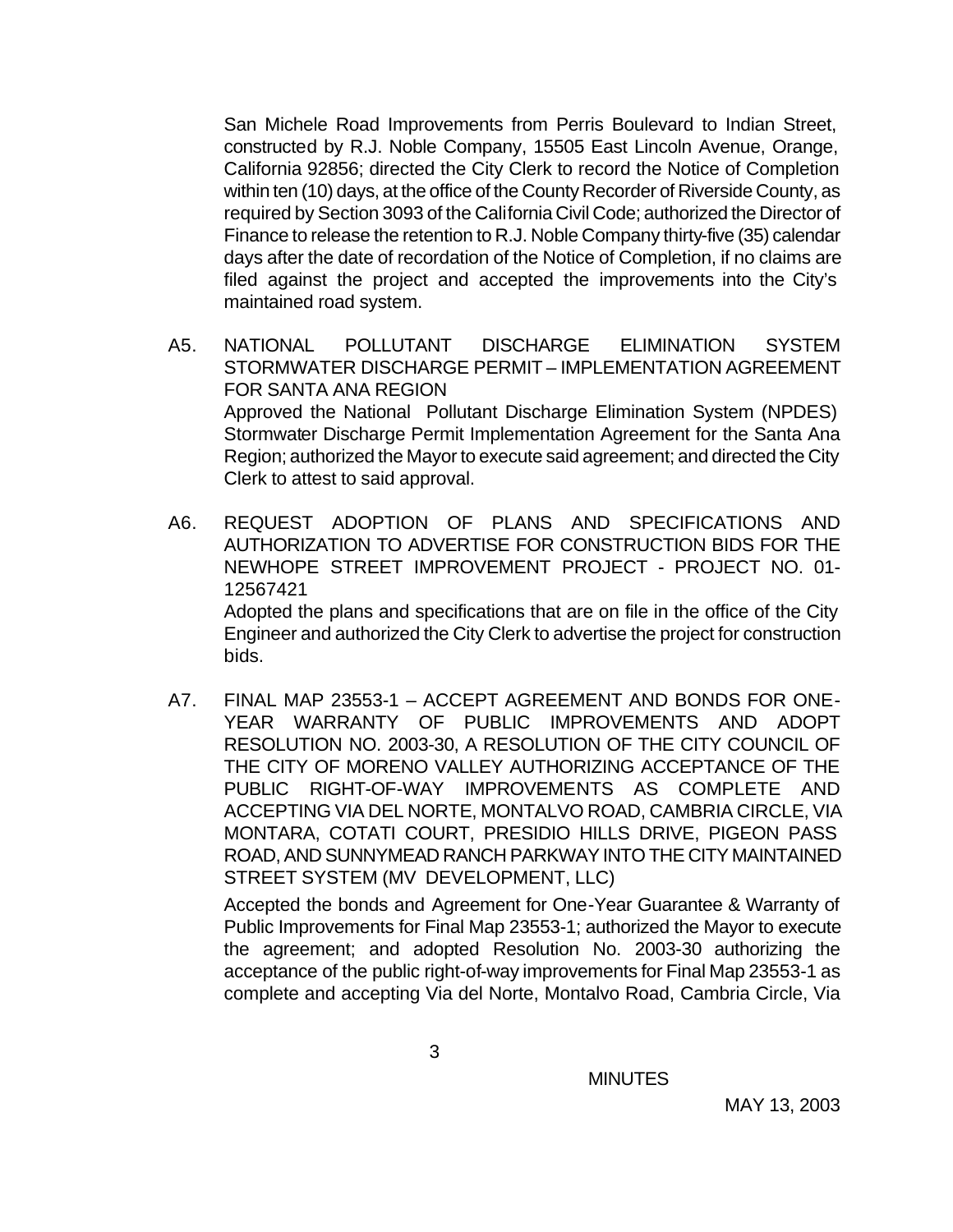San Michele Road Improvements from Perris Boulevard to Indian Street, constructed by R.J. Noble Company, 15505 East Lincoln Avenue, Orange, California 92856; directed the City Clerk to record the Notice of Completion within ten (10) days, at the office of the County Recorder of Riverside County, as required by Section 3093 of the California Civil Code; authorized the Director of Finance to release the retention to R.J. Noble Company thirty-five (35) calendar days after the date of recordation of the Notice of Completion, if no claims are filed against the project and accepted the improvements into the City's maintained road system.

A5. NATIONAL POLLUTANT DISCHARGE ELIMINATION SYSTEM STORMWATER DISCHARGE PERMIT – IMPLEMENTATION AGREEMENT FOR SANTA ANA REGION

Approved the National Pollutant Discharge Elimination System (NPDES) Stormwater Discharge Permit Implementation Agreement for the Santa Ana Region; authorized the Mayor to execute said agreement; and directed the City Clerk to attest to said approval.

A6. REQUEST ADOPTION OF PLANS AND SPECIFICATIONS AND AUTHORIZATION TO ADVERTISE FOR CONSTRUCTION BIDS FOR THE NEWHOPE STREET IMPROVEMENT PROJECT - PROJECT NO. 01-12567421

Adopted the plans and specifications that are on file in the office of the City Engineer and authorized the City Clerk to advertise the project for construction bids.

A7. FINAL MAP 23553-1 – ACCEPT AGREEMENT AND BONDS FOR ONE-YEAR WARRANTY OF PUBLIC IMPROVEMENTS AND ADOPT RESOLUTION NO. 2003-30, A RESOLUTION OF THE CITY COUNCIL OF THE CITY OF MORENO VALLEY AUTHORIZING ACCEPTANCE OF THE PUBLIC RIGHT-OF-WAY IMPROVEMENTS AS COMPLETE AND ACCEPTING VIA DEL NORTE, MONTALVO ROAD, CAMBRIA CIRCLE, VIA MONTARA, COTATI COURT, PRESIDIO HILLS DRIVE, PIGEON PASS ROAD, AND SUNNYMEAD RANCH PARKWAY INTO THE CITY MAINTAINED STREET SYSTEM (MV DEVELOPMENT, LLC)

Accepted the bonds and Agreement for One-Year Guarantee & Warranty of Public Improvements for Final Map 23553-1; authorized the Mayor to execute the agreement; and adopted Resolution No. 2003-30 authorizing the acceptance of the public right-of-way improvements for Final Map 23553-1 as complete and accepting Via del Norte, Montalvo Road, Cambria Circle, Via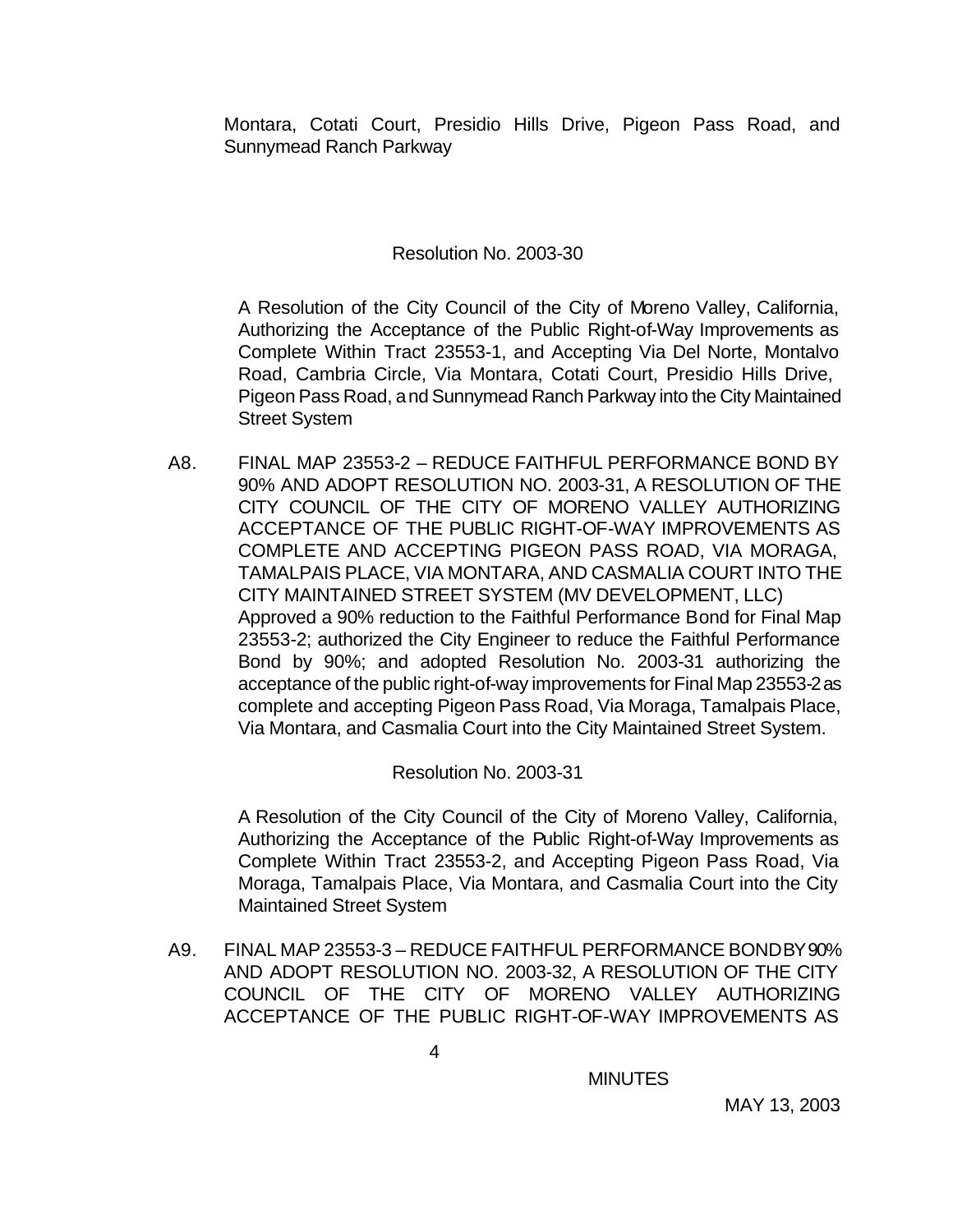Montara, Cotati Court, Presidio Hills Drive, Pigeon Pass Road, and Sunnymead Ranch Parkway

Resolution No. 2003-30

A Resolution of the City Council of the City of Moreno Valley, California, Authorizing the Acceptance of the Public Right-of-Way Improvements as Complete Within Tract 23553-1, and Accepting Via Del Norte, Montalvo Road, Cambria Circle, Via Montara, Cotati Court, Presidio Hills Drive, Pigeon Pass Road, and Sunnymead Ranch Parkway into the City Maintained Street System

A8. FINAL MAP 23553-2 – REDUCE FAITHFUL PERFORMANCE BOND BY 90% AND ADOPT RESOLUTION NO. 2003-31, A RESOLUTION OF THE CITY COUNCIL OF THE CITY OF MORENO VALLEY AUTHORIZING ACCEPTANCE OF THE PUBLIC RIGHT-OF-WAY IMPROVEMENTS AS COMPLETE AND ACCEPTING PIGEON PASS ROAD, VIA MORAGA, TAMALPAIS PLACE, VIA MONTARA, AND CASMALIA COURT INTO THE CITY MAINTAINED STREET SYSTEM (MV DEVELOPMENT, LLC)
Approved a 90% reduction to the Faithful Performance Bond for Final Map 23553-2; authorized the City Engineer to reduce the Faithful Performance Bond by 90%; and adopted Resolution No. 2003-31 authorizing the acceptance of the public right-of-way improvements for Final Map 23553-2 as complete and accepting Pigeon Pass Road, Via Moraga, Tamalpais Place, Via Montara, and Casmalia Court into the City Maintained Street System.

Resolution No. 2003-31

A Resolution of the City Council of the City of Moreno Valley, California, Authorizing the Acceptance of the Public Right-of-Way Improvements as Complete Within Tract 23553-2, and Accepting Pigeon Pass Road, Via Moraga, Tamalpais Place, Via Montara, and Casmalia Court into the City Maintained Street System

A9. FINAL MAP 23553-3 – REDUCE FAITHFUL PERFORMANCE BOND BY 90% AND ADOPT RESOLUTION NO. 2003-32, A RESOLUTION OF THE CITY COUNCIL OF THE CITY OF MORENO VALLEY AUTHORIZING ACCEPTANCE OF THE PUBLIC RIGHT-OF-WAY IMPROVEMENTS AS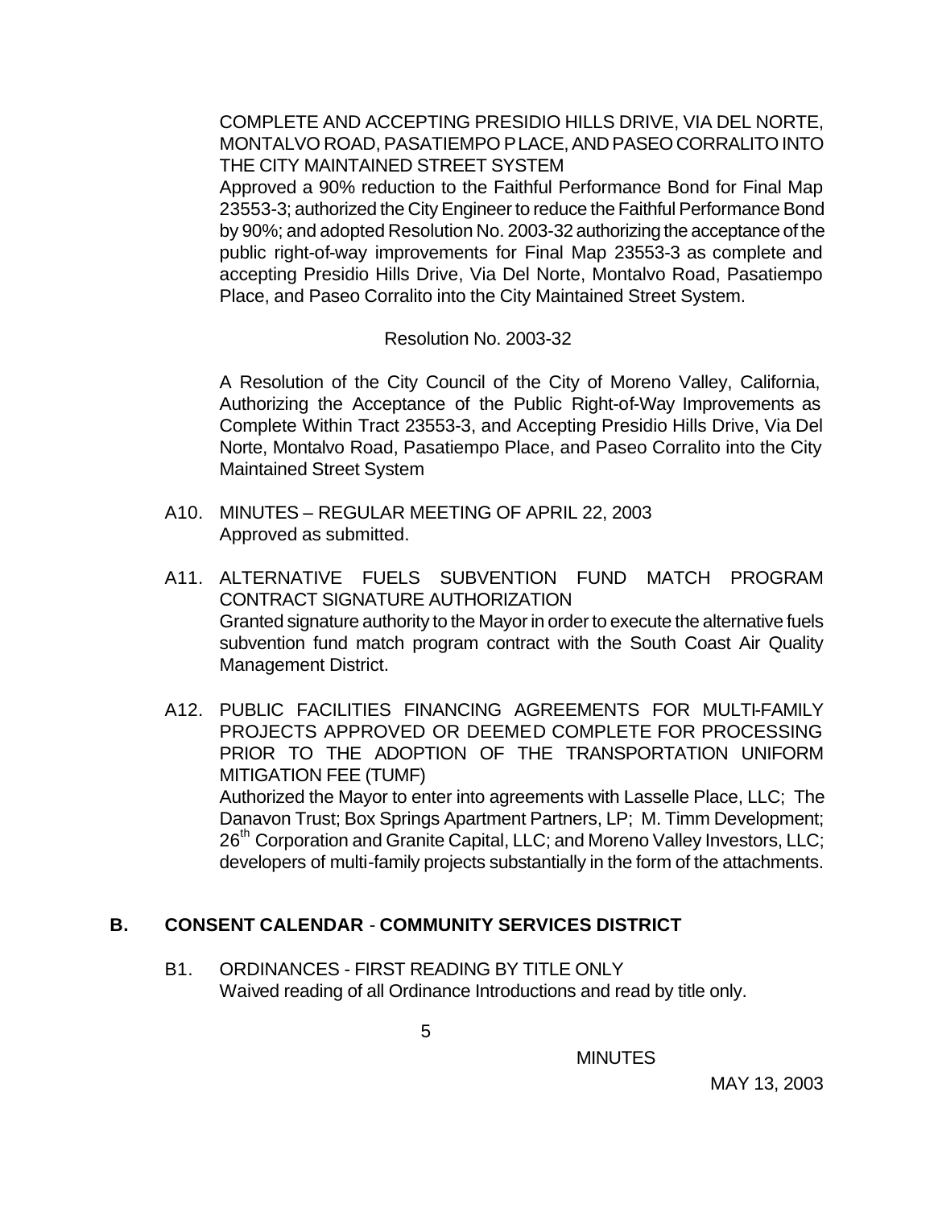COMPLETE AND ACCEPTING PRESIDIO HILLS DRIVE, VIA DEL NORTE, MONTALVO ROAD, PASATIEMPO PLACE, AND PASEO CORRALITO INTO THE CITY MAINTAINED STREET SYSTEM

Approved a 90% reduction to the Faithful Performance Bond for Final Map 23553-3; authorized the City Engineer to reduce the Faithful Performance Bond by 90%; and adopted Resolution No. 2003-32 authorizing the acceptance of the public right-of-way improvements for Final Map 23553-3 as complete and accepting Presidio Hills Drive, Via Del Norte, Montalvo Road, Pasatiempo Place, and Paseo Corralito into the City Maintained Street System.

Resolution No. 2003-32

A Resolution of the City Council of the City of Moreno Valley, California, Authorizing the Acceptance of the Public Right-of-Way Improvements as Complete Within Tract 23553-3, and Accepting Presidio Hills Drive, Via Del Norte, Montalvo Road, Pasatiempo Place, and Paseo Corralito into the City Maintained Street System

A10. MINUTES – REGULAR MEETING OF APRIL 22, 2003
Approved as submitted.

A11. ALTERNATIVE FUELS SUBVENTION FUND MATCH PROGRAM CONTRACT SIGNATURE AUTHORIZATION
Granted signature authority to the Mayor in order to execute the alternative fuels subvention fund match program contract with the South Coast Air Quality Management District.

A12. PUBLIC FACILITIES FINANCING AGREEMENTS FOR MULTI-FAMILY PROJECTS APPROVED OR DEEMED COMPLETE FOR PROCESSING PRIOR TO THE ADOPTION OF THE TRANSPORTATION UNIFORM MITIGATION FEE (TUMF)
Authorized the Mayor to enter into agreements with Lasselle Place, LLC; The Danavon Trust; Box Springs Apartment Partners, LP; M. Timm Development; 26th Corporation and Granite Capital, LLC; and Moreno Valley Investors, LLC; developers of multi-family projects substantially in the form of the attachments.

## B. CONSENT CALENDAR - COMMUNITY SERVICES DISTRICT

B1. ORDINANCES - FIRST READING BY TITLE ONLY
Waived reading of all Ordinance Introductions and read by title only.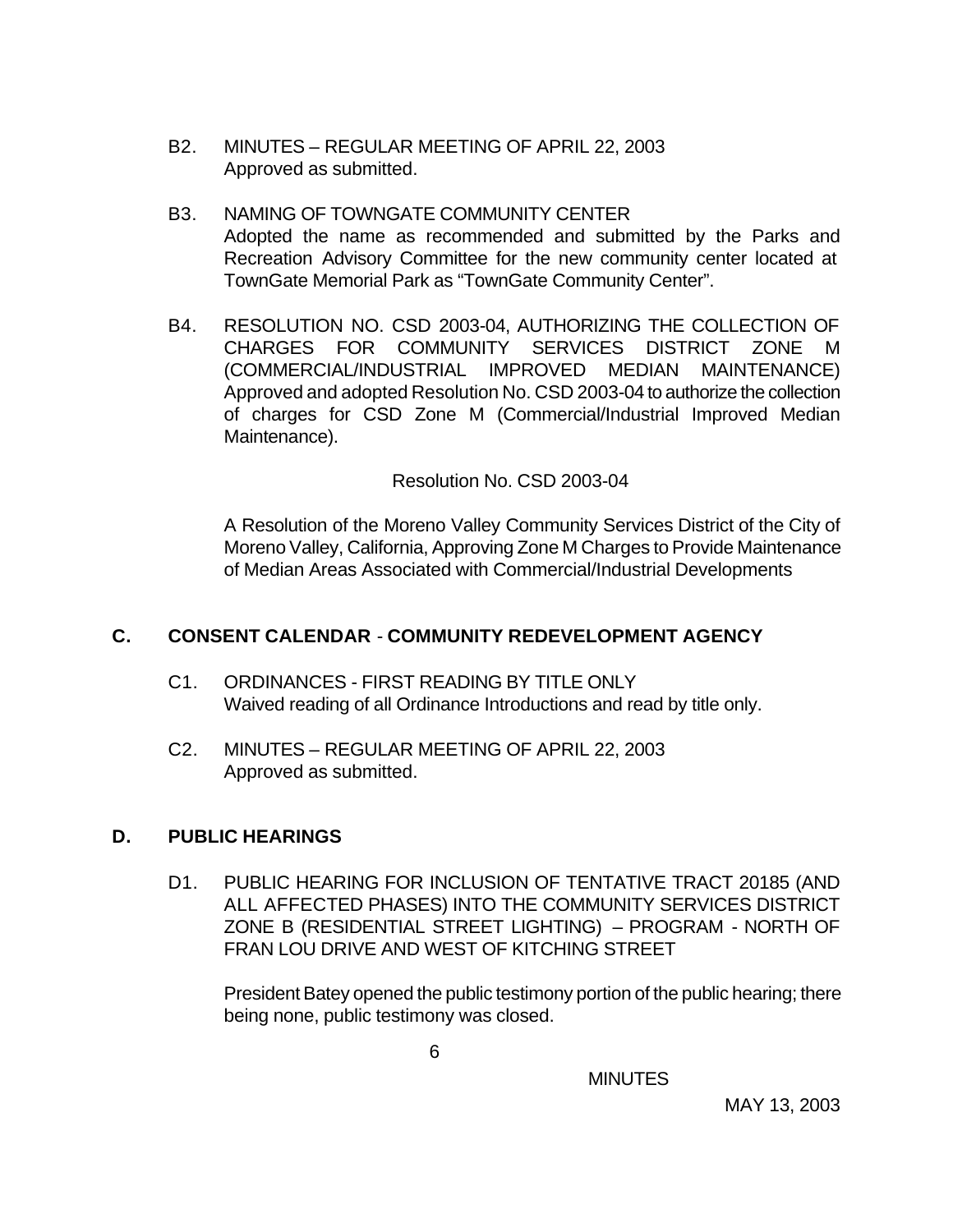B2. MINUTES – REGULAR MEETING OF APRIL 22, 2003
Approved as submitted.

B3. NAMING OF TOWNGATE COMMUNITY CENTER
Adopted the name as recommended and submitted by the Parks and Recreation Advisory Committee for the new community center located at TownGate Memorial Park as "TownGate Community Center".

B4. RESOLUTION NO. CSD 2003-04, AUTHORIZING THE COLLECTION OF CHARGES FOR COMMUNITY SERVICES DISTRICT ZONE M (COMMERCIAL/INDUSTRIAL IMPROVED MEDIAN MAINTENANCE)
Approved and adopted Resolution No. CSD 2003-04 to authorize the collection of charges for CSD Zone M (Commercial/Industrial Improved Median Maintenance).

Resolution No. CSD 2003-04

A Resolution of the Moreno Valley Community Services District of the City of Moreno Valley, California, Approving Zone M Charges to Provide Maintenance of Median Areas Associated with Commercial/Industrial Developments

## C. CONSENT CALENDAR - COMMUNITY REDEVELOPMENT AGENCY

C1. ORDINANCES - FIRST READING BY TITLE ONLY
Waived reading of all Ordinance Introductions and read by title only.

C2. MINUTES – REGULAR MEETING OF APRIL 22, 2003
Approved as submitted.

## D. PUBLIC HEARINGS

D1. PUBLIC HEARING FOR INCLUSION OF TENTATIVE TRACT 20185 (AND ALL AFFECTED PHASES) INTO THE COMMUNITY SERVICES DISTRICT ZONE B (RESIDENTIAL STREET LIGHTING) – PROGRAM - NORTH OF FRAN LOU DRIVE AND WEST OF KITCHING STREET

President Batey opened the public testimony portion of the public hearing; there being none, public testimony was closed.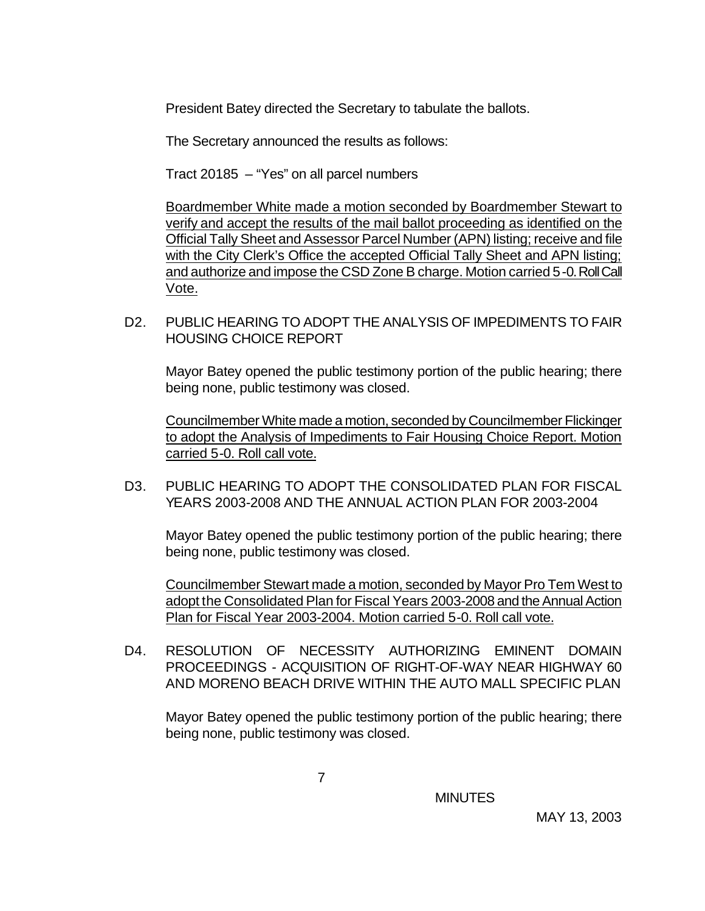President Batey directed the Secretary to tabulate the ballots.

The Secretary announced the results as follows:

Tract 20185 – "Yes" on all parcel numbers

Boardmember White made a motion seconded by Boardmember Stewart to verify and accept the results of the mail ballot proceeding as identified on the Official Tally Sheet and Assessor Parcel Number (APN) listing; receive and file with the City Clerk's Office the accepted Official Tally Sheet and APN listing; and authorize and impose the CSD Zone B charge. Motion carried 5-0. Roll Call Vote.

D2. PUBLIC HEARING TO ADOPT THE ANALYSIS OF IMPEDIMENTS TO FAIR HOUSING CHOICE REPORT

Mayor Batey opened the public testimony portion of the public hearing; there being none, public testimony was closed.

Councilmember White made a motion, seconded by Councilmember Flickinger to adopt the Analysis of Impediments to Fair Housing Choice Report. Motion carried 5-0. Roll call vote.

D3. PUBLIC HEARING TO ADOPT THE CONSOLIDATED PLAN FOR FISCAL YEARS 2003-2008 AND THE ANNUAL ACTION PLAN FOR 2003-2004

Mayor Batey opened the public testimony portion of the public hearing; there being none, public testimony was closed.

Councilmember Stewart made a motion, seconded by Mayor Pro Tem West to adopt the Consolidated Plan for Fiscal Years 2003-2008 and the Annual Action Plan for Fiscal Year 2003-2004. Motion carried 5-0. Roll call vote.

D4. RESOLUTION OF NECESSITY AUTHORIZING EMINENT DOMAIN PROCEEDINGS - ACQUISITION OF RIGHT-OF-WAY NEAR HIGHWAY 60 AND MORENO BEACH DRIVE WITHIN THE AUTO MALL SPECIFIC PLAN

Mayor Batey opened the public testimony portion of the public hearing; there being none, public testimony was closed.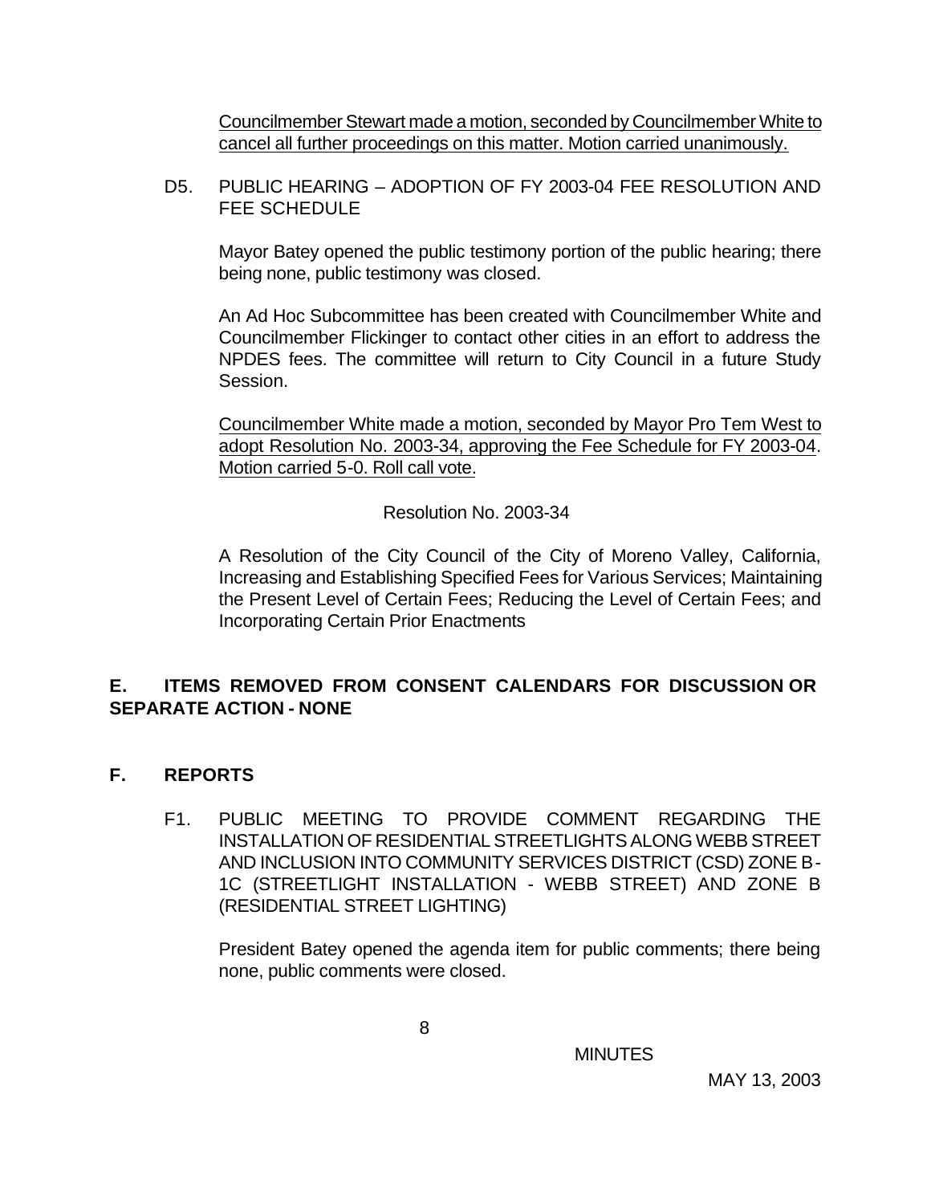Councilmember Stewart made a motion, seconded by Councilmember White to cancel all further proceedings on this matter. Motion carried unanimously.

D5. PUBLIC HEARING – ADOPTION OF FY 2003-04 FEE RESOLUTION AND FEE SCHEDULE

Mayor Batey opened the public testimony portion of the public hearing; there being none, public testimony was closed.

An Ad Hoc Subcommittee has been created with Councilmember White and Councilmember Flickinger to contact other cities in an effort to address the NPDES fees. The committee will return to City Council in a future Study Session.

Councilmember White made a motion, seconded by Mayor Pro Tem West to adopt Resolution No. 2003-34, approving the Fee Schedule for FY 2003-04. Motion carried 5-0. Roll call vote.

Resolution No. 2003-34

A Resolution of the City Council of the City of Moreno Valley, California, Increasing and Establishing Specified Fees for Various Services; Maintaining the Present Level of Certain Fees; Reducing the Level of Certain Fees; and Incorporating Certain Prior Enactments

## E. ITEMS REMOVED FROM CONSENT CALENDARS FOR DISCUSSION OR SEPARATE ACTION - NONE

## F. REPORTS

F1. PUBLIC MEETING TO PROVIDE COMMENT REGARDING THE INSTALLATION OF RESIDENTIAL STREETLIGHTS ALONG WEBB STREET AND INCLUSION INTO COMMUNITY SERVICES DISTRICT (CSD) ZONE B-1C (STREETLIGHT INSTALLATION - WEBB STREET) AND ZONE B (RESIDENTIAL STREET LIGHTING)

President Batey opened the agenda item for public comments; there being none, public comments were closed.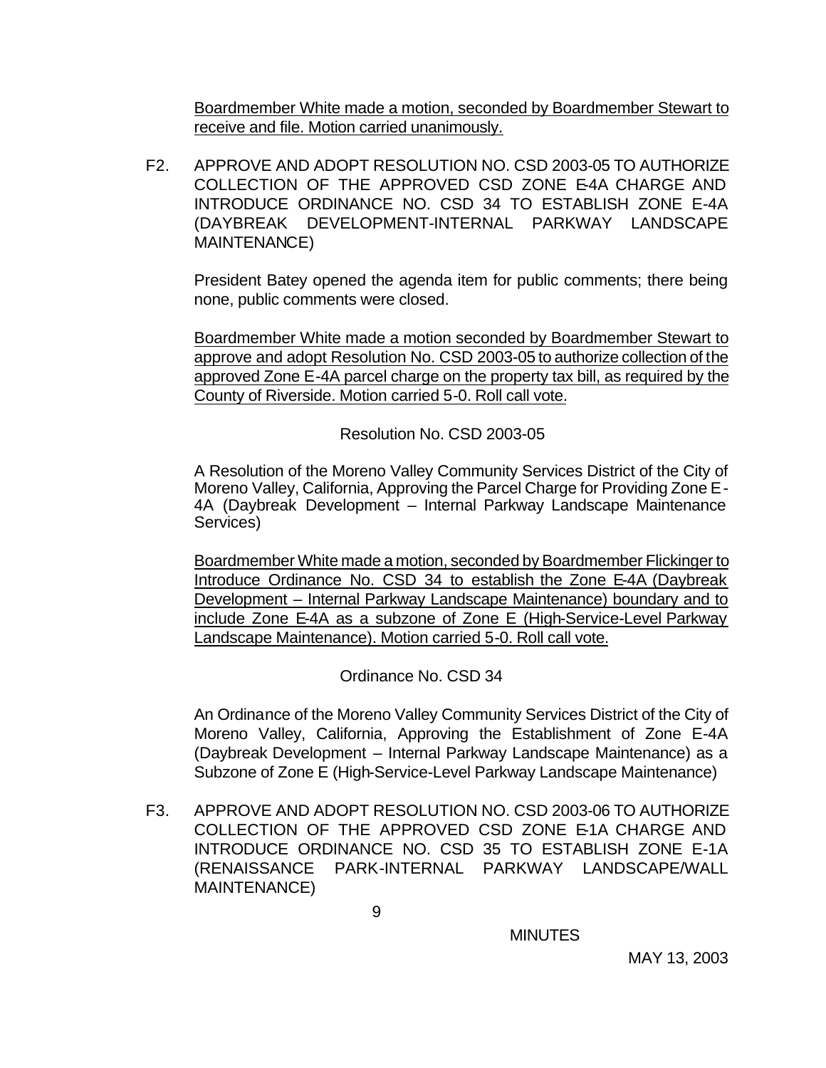Boardmember White made a motion, seconded by Boardmember Stewart to receive and file. Motion carried unanimously.

F2. APPROVE AND ADOPT RESOLUTION NO. CSD 2003-05 TO AUTHORIZE COLLECTION OF THE APPROVED CSD ZONE E-4A CHARGE AND INTRODUCE ORDINANCE NO. CSD 34 TO ESTABLISH ZONE E-4A (DAYBREAK DEVELOPMENT-INTERNAL PARKWAY LANDSCAPE MAINTENANCE)

President Batey opened the agenda item for public comments; there being none, public comments were closed.

Boardmember White made a motion seconded by Boardmember Stewart to approve and adopt Resolution No. CSD 2003-05 to authorize collection of the approved Zone E-4A parcel charge on the property tax bill, as required by the County of Riverside. Motion carried 5-0. Roll call vote.

Resolution No. CSD 2003-05

A Resolution of the Moreno Valley Community Services District of the City of Moreno Valley, California, Approving the Parcel Charge for Providing Zone E-4A (Daybreak Development – Internal Parkway Landscape Maintenance Services)

Boardmember White made a motion, seconded by Boardmember Flickinger to Introduce Ordinance No. CSD 34 to establish the Zone E-4A (Daybreak Development – Internal Parkway Landscape Maintenance) boundary and to include Zone E-4A as a subzone of Zone E (High-Service-Level Parkway Landscape Maintenance). Motion carried 5-0. Roll call vote.

Ordinance No. CSD 34

An Ordinance of the Moreno Valley Community Services District of the City of Moreno Valley, California, Approving the Establishment of Zone E-4A (Daybreak Development – Internal Parkway Landscape Maintenance) as a Subzone of Zone E (High-Service-Level Parkway Landscape Maintenance)

F3. APPROVE AND ADOPT RESOLUTION NO. CSD 2003-06 TO AUTHORIZE COLLECTION OF THE APPROVED CSD ZONE E-1A CHARGE AND INTRODUCE ORDINANCE NO. CSD 35 TO ESTABLISH ZONE E-1A (RENAISSANCE PARK-INTERNAL PARKWAY LANDSCAPE/WALL MAINTENANCE)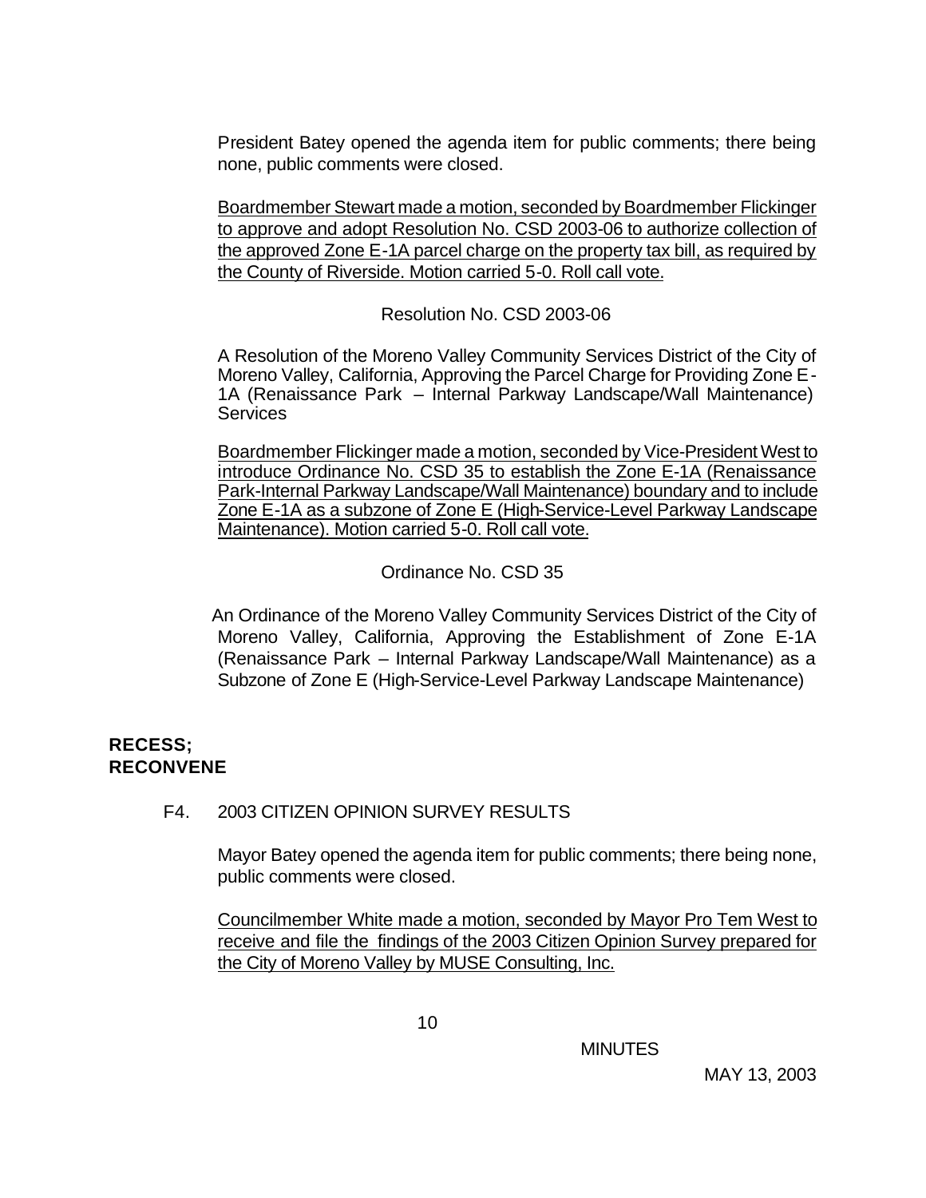President Batey opened the agenda item for public comments; there being none, public comments were closed.

Boardmember Stewart made a motion, seconded by Boardmember Flickinger to approve and adopt Resolution No. CSD 2003-06 to authorize collection of the approved Zone E-1A parcel charge on the property tax bill, as required by the County of Riverside. Motion carried 5-0. Roll call vote.

Resolution No. CSD 2003-06

A Resolution of the Moreno Valley Community Services District of the City of Moreno Valley, California, Approving the Parcel Charge for Providing Zone E-1A (Renaissance Park – Internal Parkway Landscape/Wall Maintenance) Services

Boardmember Flickinger made a motion, seconded by Vice-President West to introduce Ordinance No. CSD 35 to establish the Zone E-1A (Renaissance Park-Internal Parkway Landscape/Wall Maintenance) boundary and to include Zone E-1A as a subzone of Zone E (High-Service-Level Parkway Landscape Maintenance). Motion carried 5-0. Roll call vote.

Ordinance No. CSD 35

An Ordinance of the Moreno Valley Community Services District of the City of Moreno Valley, California, Approving the Establishment of Zone E-1A (Renaissance Park – Internal Parkway Landscape/Wall Maintenance) as a Subzone of Zone E (High-Service-Level Parkway Landscape Maintenance)

**RECESS;**
**RECONVENE**

F4. 2003 CITIZEN OPINION SURVEY RESULTS

Mayor Batey opened the agenda item for public comments; there being none, public comments were closed.

Councilmember White made a motion, seconded by Mayor Pro Tem West to receive and file the findings of the 2003 Citizen Opinion Survey prepared for the City of Moreno Valley by MUSE Consulting, Inc.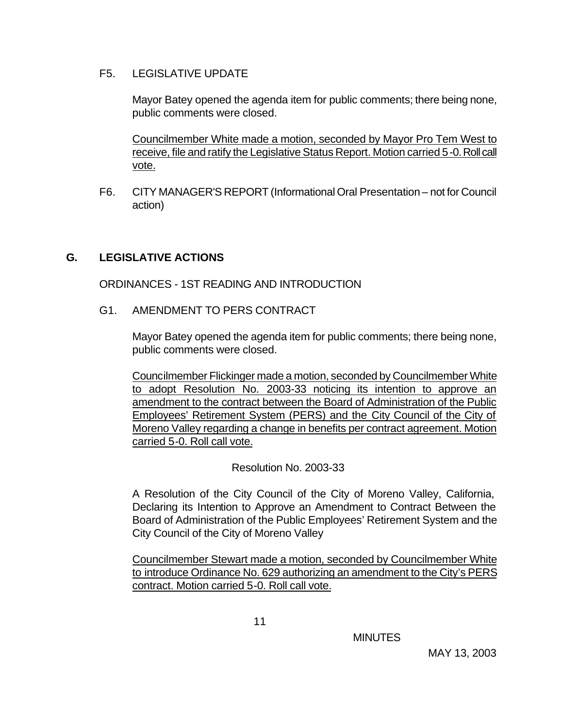F5. LEGISLATIVE UPDATE

Mayor Batey opened the agenda item for public comments; there being none, public comments were closed.

Councilmember White made a motion, seconded by Mayor Pro Tem West to receive, file and ratify the Legislative Status Report. Motion carried 5-0. Roll call vote.

F6. CITY MANAGER'S REPORT (Informational Oral Presentation – not for Council action)

## G. LEGISLATIVE ACTIONS

ORDINANCES - 1ST READING AND INTRODUCTION

G1. AMENDMENT TO PERS CONTRACT

Mayor Batey opened the agenda item for public comments; there being none, public comments were closed.

Councilmember Flickinger made a motion, seconded by Councilmember White to adopt Resolution No. 2003-33 noticing its intention to approve an amendment to the contract between the Board of Administration of the Public Employees' Retirement System (PERS) and the City Council of the City of Moreno Valley regarding a change in benefits per contract agreement. Motion carried 5-0. Roll call vote.

Resolution No. 2003-33

A Resolution of the City Council of the City of Moreno Valley, California, Declaring its Intention to Approve an Amendment to Contract Between the Board of Administration of the Public Employees' Retirement System and the City Council of the City of Moreno Valley

Councilmember Stewart made a motion, seconded by Councilmember White to introduce Ordinance No. 629 authorizing an amendment to the City's PERS contract. Motion carried 5-0. Roll call vote.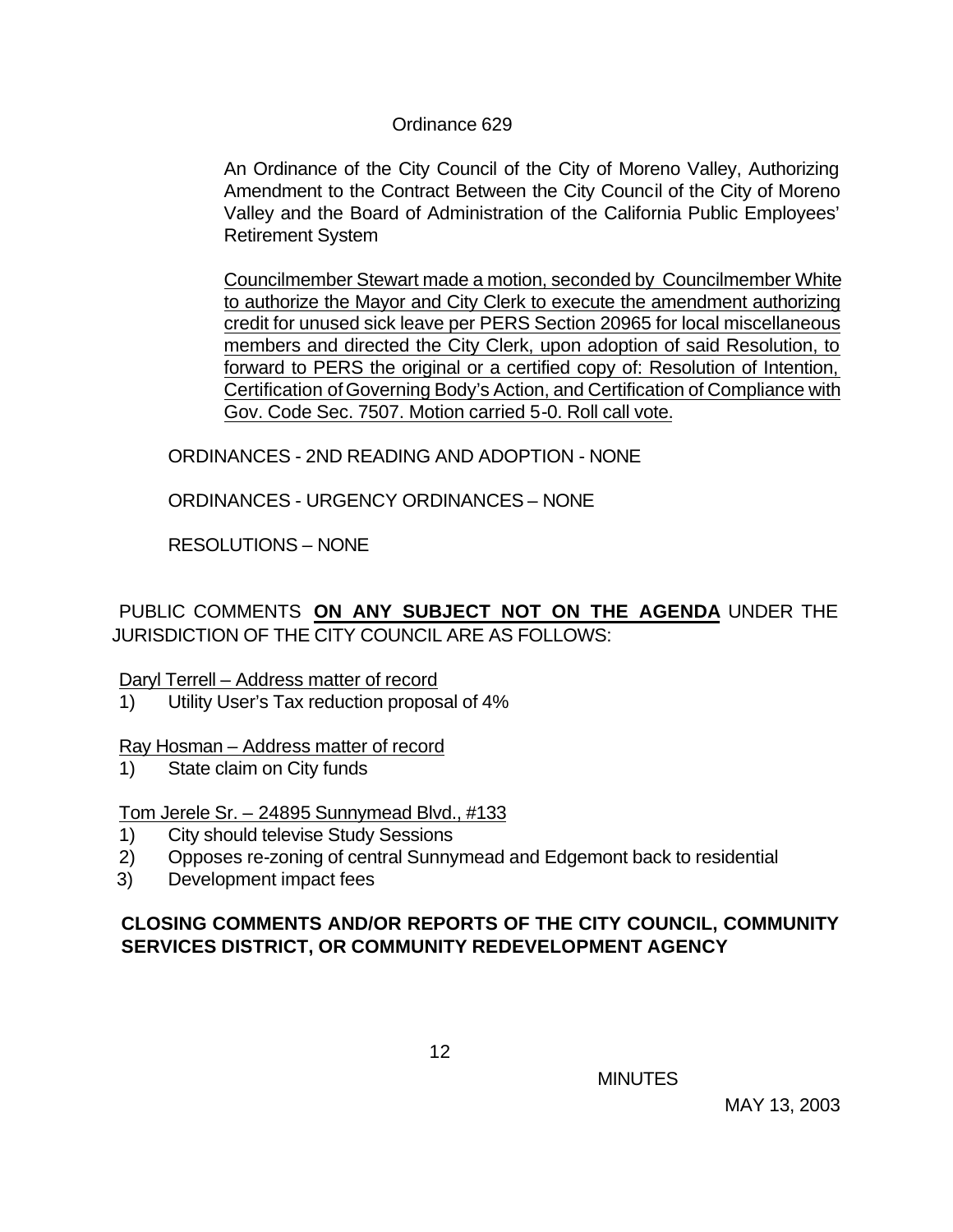Ordinance 629

An Ordinance of the City Council of the City of Moreno Valley, Authorizing Amendment to the Contract Between the City Council of the City of Moreno Valley and the Board of Administration of the California Public Employees' Retirement System

Councilmember Stewart made a motion, seconded by Councilmember White to authorize the Mayor and City Clerk to execute the amendment authorizing credit for unused sick leave per PERS Section 20965 for local miscellaneous members and directed the City Clerk, upon adoption of said Resolution, to forward to PERS the original or a certified copy of: Resolution of Intention, Certification of Governing Body's Action, and Certification of Compliance with Gov. Code Sec. 7507. Motion carried 5-0. Roll call vote.

ORDINANCES - 2ND READING AND ADOPTION - NONE

ORDINANCES - URGENCY ORDINANCES – NONE

RESOLUTIONS – NONE

PUBLIC COMMENTS **ON ANY SUBJECT NOT ON THE AGENDA** UNDER THE JURISDICTION OF THE CITY COUNCIL ARE AS FOLLOWS:

Daryl Terrell – Address matter of record

1) Utility User's Tax reduction proposal of 4%

Ray Hosman – Address matter of record

1) State claim on City funds

Tom Jerele Sr. – 24895 Sunnymead Blvd., #133

1) City should televise Study Sessions
2) Opposes re-zoning of central Sunnymead and Edgemont back to residential
3) Development impact fees

**CLOSING COMMENTS AND/OR REPORTS OF THE CITY COUNCIL, COMMUNITY SERVICES DISTRICT, OR COMMUNITY REDEVELOPMENT AGENCY**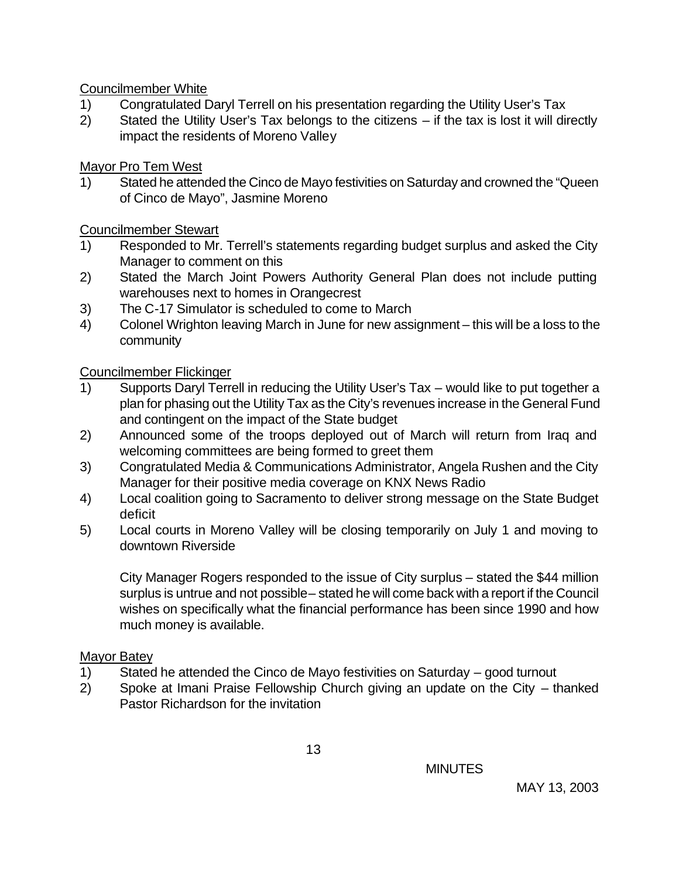Councilmember White

1) Congratulated Daryl Terrell on his presentation regarding the Utility User's Tax
2) Stated the Utility User's Tax belongs to the citizens – if the tax is lost it will directly impact the residents of Moreno Valley

Mayor Pro Tem West

1) Stated he attended the Cinco de Mayo festivities on Saturday and crowned the "Queen of Cinco de Mayo", Jasmine Moreno

Councilmember Stewart

1) Responded to Mr. Terrell's statements regarding budget surplus and asked the City Manager to comment on this
2) Stated the March Joint Powers Authority General Plan does not include putting warehouses next to homes in Orangecrest
3) The C-17 Simulator is scheduled to come to March
4) Colonel Wrighton leaving March in June for new assignment – this will be a loss to the community

Councilmember Flickinger

1) Supports Daryl Terrell in reducing the Utility User's Tax – would like to put together a plan for phasing out the Utility Tax as the City's revenues increase in the General Fund and contingent on the impact of the State budget
2) Announced some of the troops deployed out of March will return from Iraq and welcoming committees are being formed to greet them
3) Congratulated Media & Communications Administrator, Angela Rushen and the City Manager for their positive media coverage on KNX News Radio
4) Local coalition going to Sacramento to deliver strong message on the State Budget deficit
5) Local courts in Moreno Valley will be closing temporarily on July 1 and moving to downtown Riverside

   City Manager Rogers responded to the issue of City surplus – stated the $44 million surplus is untrue and not possible– stated he will come back with a report if the Council wishes on specifically what the financial performance has been since 1990 and how much money is available.

Mayor Batey

1) Stated he attended the Cinco de Mayo festivities on Saturday – good turnout
2) Spoke at Imani Praise Fellowship Church giving an update on the City – thanked Pastor Richardson for the invitation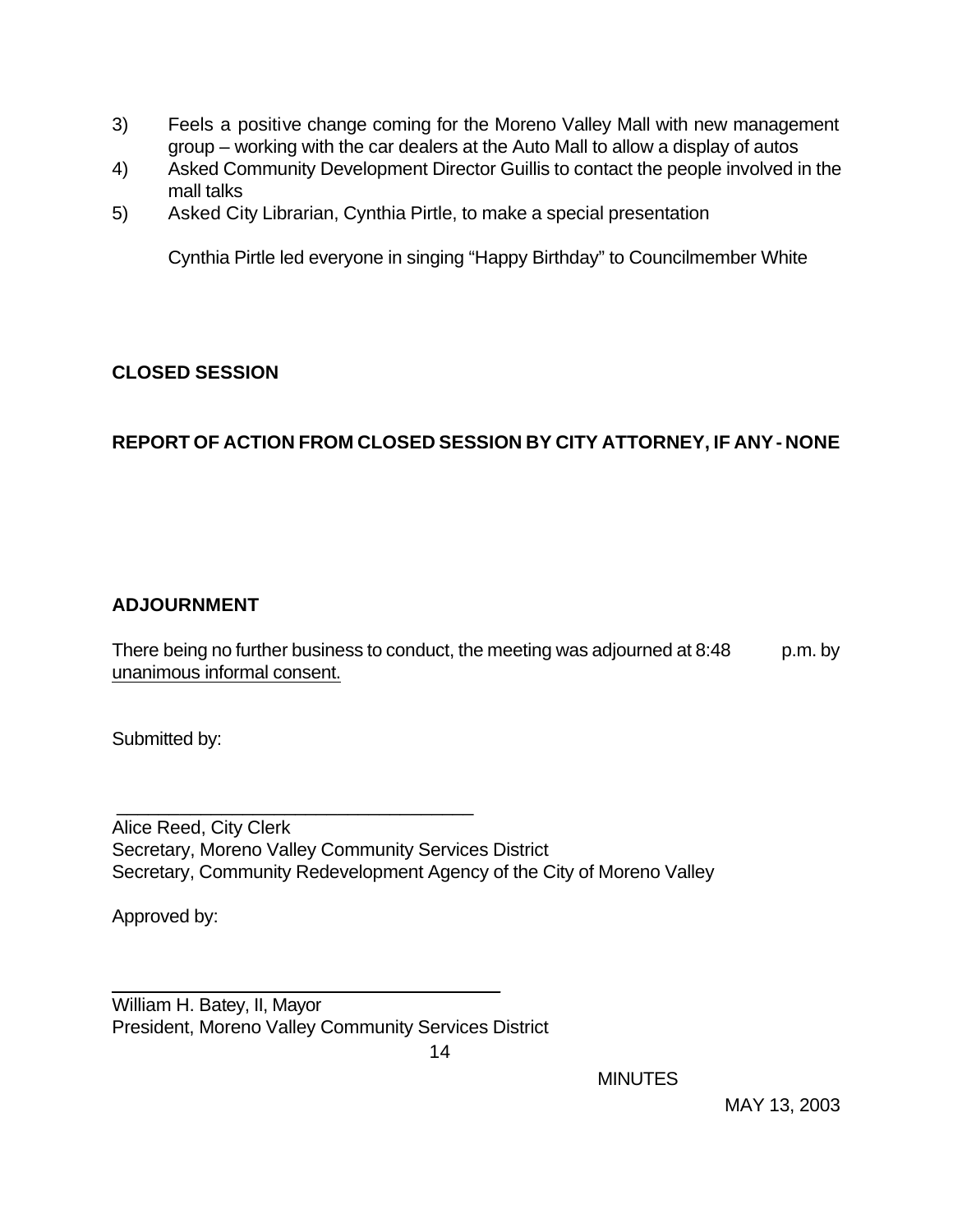3) Feels a positive change coming for the Moreno Valley Mall with new management group – working with the car dealers at the Auto Mall to allow a display of autos
4) Asked Community Development Director Guillis to contact the people involved in the mall talks
5) Asked City Librarian, Cynthia Pirtle, to make a special presentation

   Cynthia Pirtle led everyone in singing "Happy Birthday" to Councilmember White

**CLOSED SESSION**

**REPORT OF ACTION FROM CLOSED SESSION BY CITY ATTORNEY, IF ANY - NONE**

**ADJOURNMENT**

There being no further business to conduct, the meeting was adjourned at 8:48 p.m. by unanimous informal consent.

Submitted by:

\_\_\_\_\_\_\_\_\_\_\_\_\_\_\_\_\_\_\_\_\_\_\_\_\_\_\_\_\_\_\_\_\_\_\_\_

Alice Reed, City Clerk
Secretary, Moreno Valley Community Services District
Secretary, Community Redevelopment Agency of the City of Moreno Valley

Approved by:

\_\_\_\_\_\_\_\_\_\_\_\_\_\_\_\_\_\_\_\_\_\_\_\_\_\_\_\_\_\_\_\_\_\_\_\_

William H. Batey, II, Mayor
President, Moreno Valley Community Services District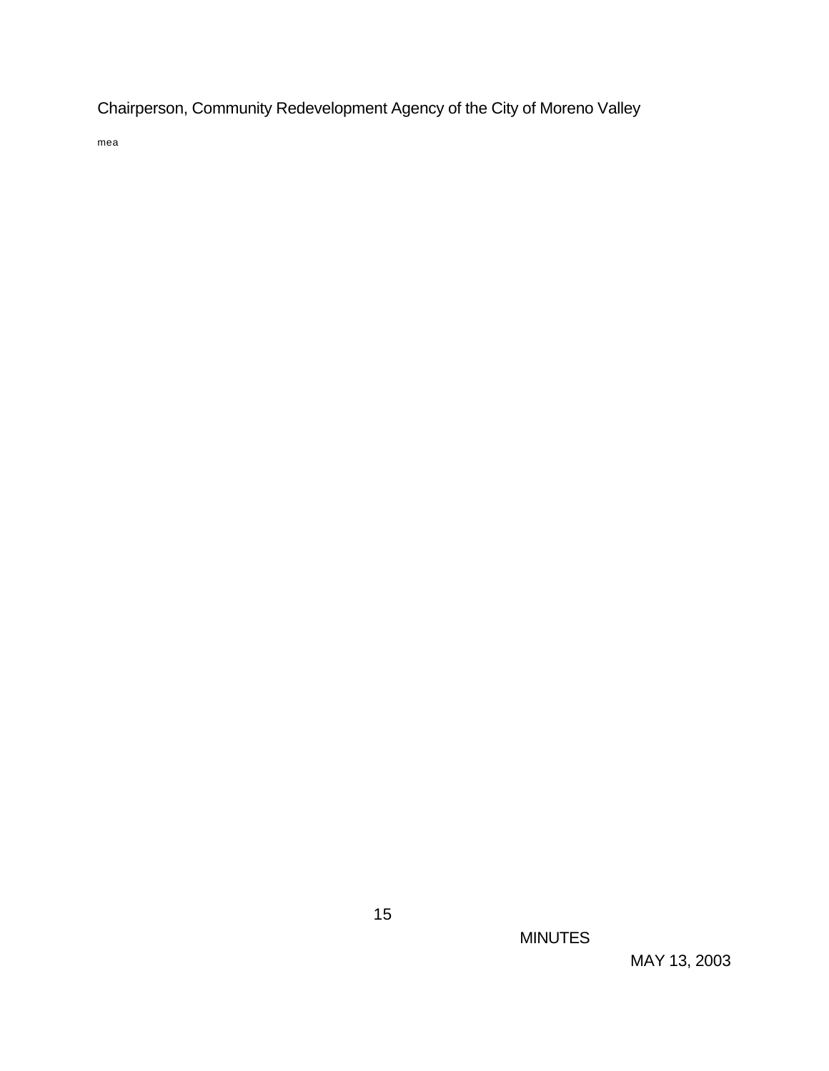Chairperson, Community Redevelopment Agency of the City of Moreno Valley

mea